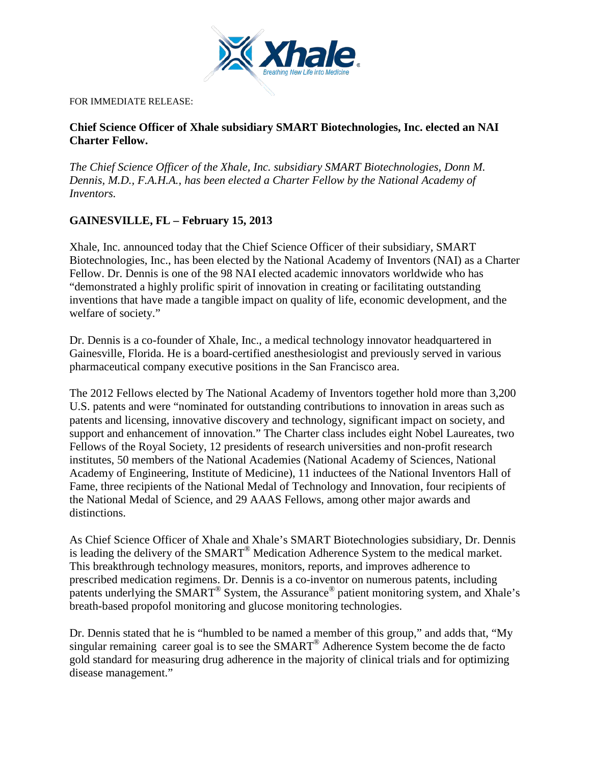FOR IMMEDIATE RELEASE:

**Chief Science Officer of Xhale subsidiary SMART Biotechnologies, Inc. elected an NAI Charter Fellow.**

*The Chief Science Officer of the Xhale, Inc. subsidiary SMART Biotechnologies, Donn M. Dennis, M.D., F.A.H.A., has been elected a Charter Fellow by the National Academy of Inventors.*

**GAINESVILLE, FL – February 15, 2013**

Xhale, Inc. announced today that the Chief Science Officer of their subsidiary, SMART Biotechnologies, Inc., has been elected by the National Academy of Inventors (NAI) as a Charter Fellow. Dr. Dennis is one of the 98 NAI elected academic innovators worldwide who has "demonstrated a highly prolific spirit of innovation in creating or facilitating outstanding inventions that have made a tangible impact on quality of life, economic development, and the welfare of society."

Dr. Dennis is a co-founder of Xhale, Inc., a medical technology innovator headquartered in Gainesville, Florida. He is a board-certified anesthesiologist and previously served in various pharmaceutical company executive positions in the San Francisco area.

The 2012 Fellows elected by The National Academy of Inventors together hold more than 3,200 U.S. patents and were "nominated for outstanding contributions to innovation in areas such as patents and licensing, innovative discovery and technology, significant impact on society, and support and enhancement of innovation." The Charter class includes eight Nobel Laureates, two Fellows of the Royal Society, 12 presidents of research universities and non-profit research institutes, 50 members of the National Academies (National Academy of Sciences, National Academy of Engineering, Institute of Medicine), 11 inductees of the National Inventors Hall of Fame, three recipients of the National Medal of Technology and Innovation, four recipients of the National Medal of Science, and 29 AAAS Fellows, among other major awards and distinctions.

As Chief Science Officer of Xhale and Xhale's SMART Biotechnologies subsidiary, Dr. Dennis is leading the delivery of the SMART® Medication Adherence System to the medical market. This breakthrough technology measures, monitors, reports, and improves adherence to prescribed medication regimens. Dr. Dennis is a co-inventor on numerous patents, including patents underlying the SMART® System, the Assurance® patient monitoring system, and Xhale's breath-based propofol monitoring and glucose monitoring technologies.

Dr. Dennis stated that he is "humbled to be named a member of this group," and adds that, "My singular remaining career goal is to see the SMART® Adherence System become the de facto gold standard for measuring drug adherence in the majority of clinical trials and for optimizing disease management."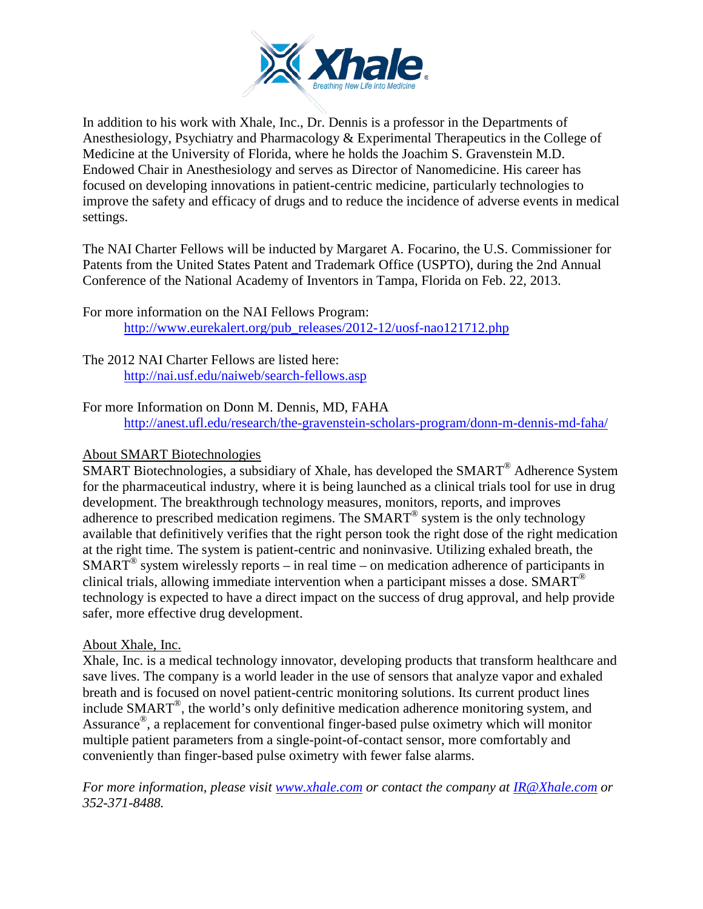In addition to his work with Xhale, Inc., Dr. Dennis is a professor in the Departments of Anesthesiology, Psychiatry and Pharmacology & Experimental Therapeutics in the College of Medicine at the University of Florida, where he holds the Joachim S. Gravenstein M.D. Endowed Chair in Anesthesiology and serves as Director of Nanomedicine. His career has focused on developing innovations in patient-centric medicine, particularly technologies to improve the safety and efficacy of drugs and to reduce the incidence of adverse events in medical settings.

The NAI Charter Fellows will be inducted by Margaret A. Focarino, the U.S. Commissioner for Patents from the United States Patent and Trademark Office (USPTO), during the 2nd Annual Conference of the National Academy of Inventors in Tampa, Florida on Feb. 22, 2013.

For more information on the NAI Fellows Program:
[http://www.eurekalert.org/pub_releases/2012-12/uosf-nao121712.php](http://www.eurekalert.org/pub_releases/2012-12/uosf-nao121712.php)

The 2012 NAI Charter Fellows are listed here:
[http://nai.usf.edu/naiweb/search-fellows.asp](http://nai.usf.edu/naiweb/search-fellows.asp)

For more Information on Donn M. Dennis, MD, FAHA
[http://anest.ufl.edu/research/the-gravenstein-scholars-program/donn-m-dennis-md-faha/](http://anest.ufl.edu/research/the-gravenstein-scholars-program/donn-m-dennis-md-faha/)

## About SMART Biotechnologies

SMART Biotechnologies, a subsidiary of Xhale, has developed the SMART® Adherence System for the pharmaceutical industry, where it is being launched as a clinical trials tool for use in drug development. The breakthrough technology measures, monitors, reports, and improves adherence to prescribed medication regimens. The SMART® system is the only technology available that definitively verifies that the right person took the right dose of the right medication at the right time. The system is patient-centric and noninvasive. Utilizing exhaled breath, the SMART® system wirelessly reports – in real time – on medication adherence of participants in clinical trials, allowing immediate intervention when a participant misses a dose. SMART® technology is expected to have a direct impact on the success of drug approval, and help provide safer, more effective drug development.

## About Xhale, Inc.

Xhale, Inc. is a medical technology innovator, developing products that transform healthcare and save lives. The company is a world leader in the use of sensors that analyze vapor and exhaled breath and is focused on novel patient-centric monitoring solutions. Its current product lines include SMART®, the world's only definitive medication adherence monitoring system, and Assurance®, a replacement for conventional finger-based pulse oximetry which will monitor multiple patient parameters from a single-point-of-contact sensor, more comfortably and conveniently than finger-based pulse oximetry with fewer false alarms.

*For more information, please visit [www.xhale.com](http://www.xhale.com) or contact the company at [IR@Xhale.com](mailto:IR@Xhale.com) or 352-371-8488.*